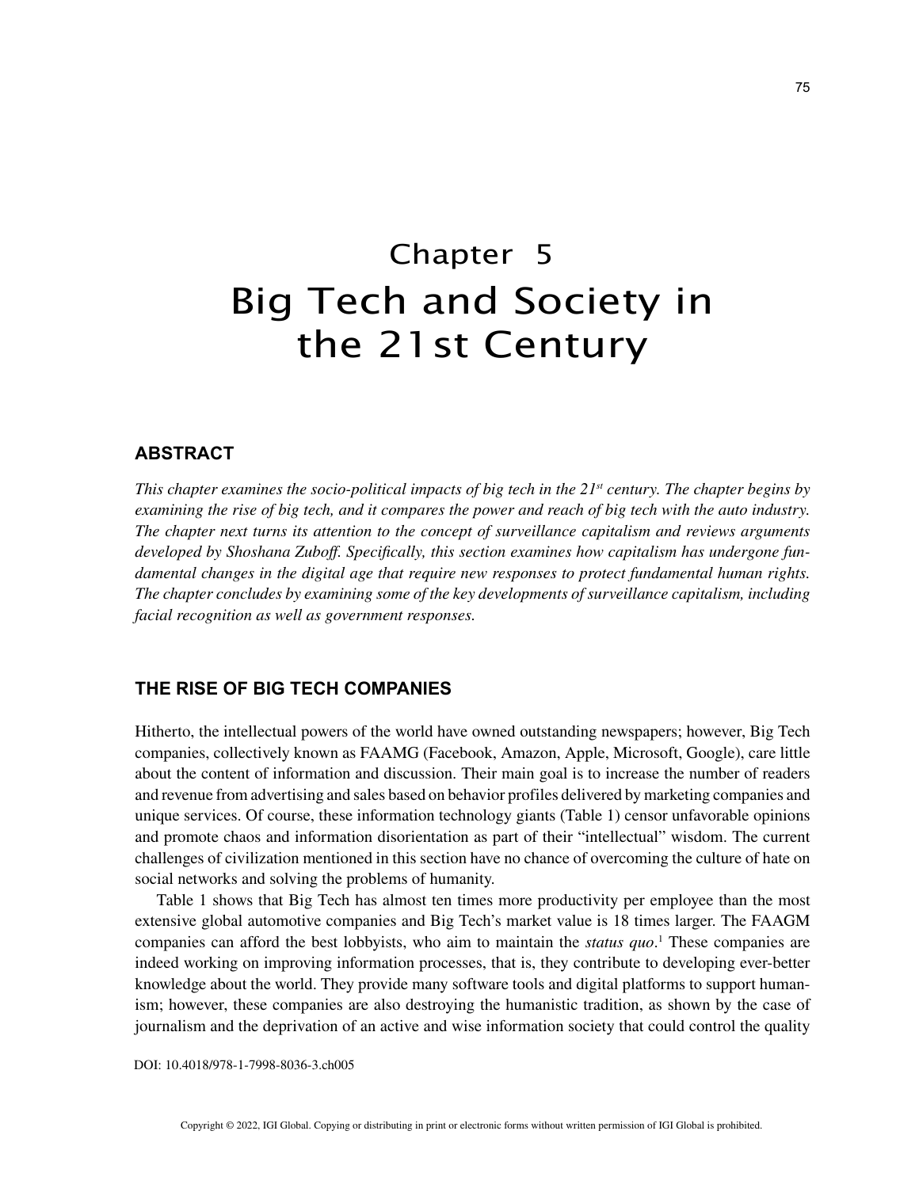# Chapter 5
# Big Tech and Society in the 21st Century

## ABSTRACT

*This chapter examines the socio-political impacts of big tech in the 21st century. The chapter begins by examining the rise of big tech, and it compares the power and reach of big tech with the auto industry. The chapter next turns its attention to the concept of surveillance capitalism and reviews arguments developed by Shoshana Zuboff. Specifically, this section examines how capitalism has undergone fundamental changes in the digital age that require new responses to protect fundamental human rights. The chapter concludes by examining some of the key developments of surveillance capitalism, including facial recognition as well as government responses.*

## THE RISE OF BIG TECH COMPANIES

Hitherto, the intellectual powers of the world have owned outstanding newspapers; however, Big Tech companies, collectively known as FAAMG (Facebook, Amazon, Apple, Microsoft, Google), care little about the content of information and discussion. Their main goal is to increase the number of readers and revenue from advertising and sales based on behavior profiles delivered by marketing companies and unique services. Of course, these information technology giants (Table 1) censor unfavorable opinions and promote chaos and information disorientation as part of their "intellectual" wisdom. The current challenges of civilization mentioned in this section have no chance of overcoming the culture of hate on social networks and solving the problems of humanity.

Table 1 shows that Big Tech has almost ten times more productivity per employee than the most extensive global automotive companies and Big Tech's market value is 18 times larger. The FAAGM companies can afford the best lobbyists, who aim to maintain the *status quo*.[1] These companies are indeed working on improving information processes, that is, they contribute to developing ever-better knowledge about the world. They provide many software tools and digital platforms to support humanism; however, these companies are also destroying the humanistic tradition, as shown by the case of journalism and the deprivation of an active and wise information society that could control the quality

DOI: 10.4018/978-1-7998-8036-3.ch005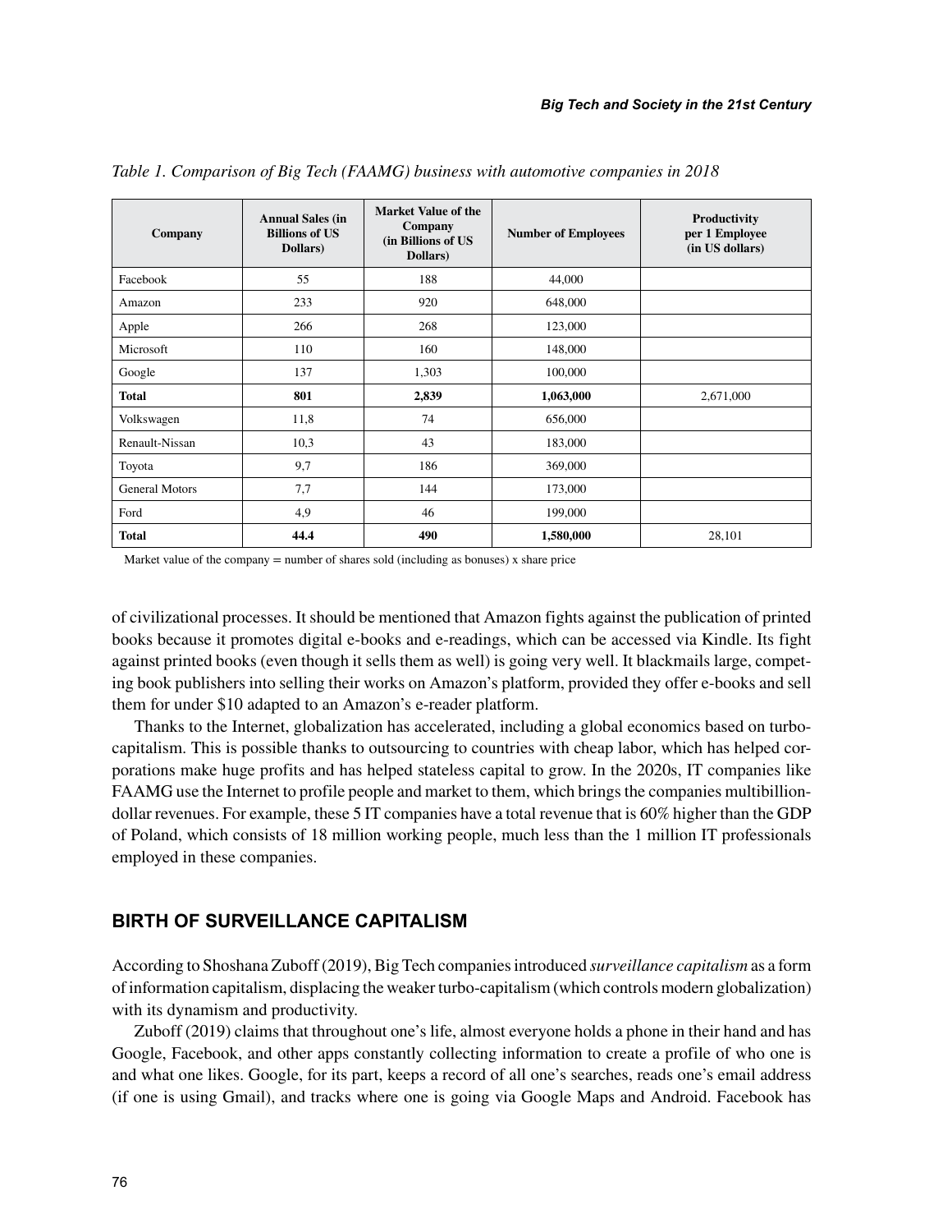*Table 1. Comparison of Big Tech (FAAMG) business with automotive companies in 2018*

| Company | Annual Sales (in Billions of US Dollars) | Market Value of the Company (in Billions of US Dollars) | Number of Employees | Productivity per 1 Employee (in US dollars) |
|---|---|---|---|---|
| Facebook | 55 | 188 | 44,000 | |
| Amazon | 233 | 920 | 648,000 | |
| Apple | 266 | 268 | 123,000 | |
| Microsoft | 110 | 160 | 148,000 | |
| Google | 137 | 1,303 | 100,000 | |
| **Total** | **801** | **2,839** | **1,063,000** | 2,671,000 |
| Volkswagen | 11,8 | 74 | 656,000 | |
| Renault-Nissan | 10,3 | 43 | 183,000 | |
| Toyota | 9,7 | 186 | 369,000 | |
| General Motors | 7,7 | 144 | 173,000 | |
| Ford | 4,9 | 46 | 199,000 | |
| **Total** | **44.4** | **490** | **1,580,000** | 28,101 |

Market value of the company = number of shares sold (including as bonuses) x share price

of civilizational processes. It should be mentioned that Amazon fights against the publication of printed books because it promotes digital e-books and e-readings, which can be accessed via Kindle. Its fight against printed books (even though it sells them as well) is going very well. It blackmails large, competing book publishers into selling their works on Amazon's platform, provided they offer e-books and sell them for under $10 adapted to an Amazon's e-reader platform.

Thanks to the Internet, globalization has accelerated, including a global economics based on turbo-capitalism. This is possible thanks to outsourcing to countries with cheap labor, which has helped corporations make huge profits and has helped stateless capital to grow. In the 2020s, IT companies like FAAMG use the Internet to profile people and market to them, which brings the companies multibillion-dollar revenues. For example, these 5 IT companies have a total revenue that is 60% higher than the GDP of Poland, which consists of 18 million working people, much less than the 1 million IT professionals employed in these companies.

## BIRTH OF SURVEILLANCE CAPITALISM

According to Shoshana Zuboff (2019), Big Tech companies introduced *surveillance capitalism* as a form of information capitalism, displacing the weaker turbo-capitalism (which controls modern globalization) with its dynamism and productivity.

Zuboff (2019) claims that throughout one's life, almost everyone holds a phone in their hand and has Google, Facebook, and other apps constantly collecting information to create a profile of who one is and what one likes. Google, for its part, keeps a record of all one's searches, reads one's email address (if one is using Gmail), and tracks where one is going via Google Maps and Android. Facebook has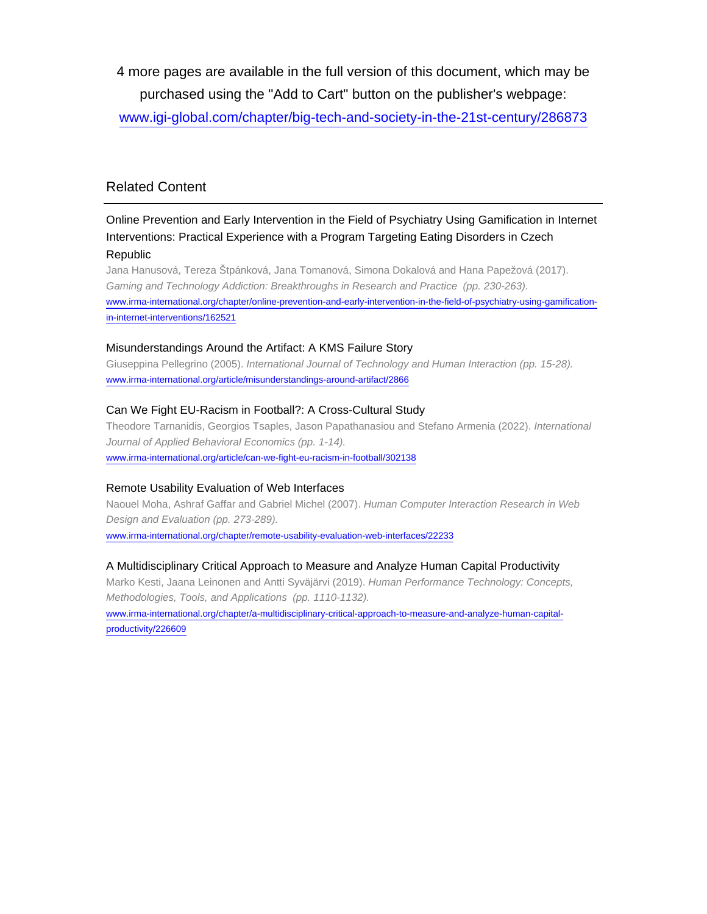4 more pages are available in the full version of this document, which may be purchased using the "Add to Cart" button on the publisher's webpage:
www.igi-global.com/chapter/big-tech-and-society-in-the-21st-century/286873

## Related Content

Online Prevention and Early Intervention in the Field of Psychiatry Using Gamification in Internet Interventions: Practical Experience with a Program Targeting Eating Disorders in Czech Republic
Jana Hanusová, Tereza Štpánková, Jana Tomanová, Simona Dokalová and Hana Papežová (2017). *Gaming and Technology Addiction: Breakthroughs in Research and Practice (pp. 230-263).*
www.irma-international.org/chapter/online-prevention-and-early-intervention-in-the-field-of-psychiatry-using-gamification-in-internet-interventions/162521

Misunderstandings Around the Artifact: A KMS Failure Story
Giuseppina Pellegrino (2005). *International Journal of Technology and Human Interaction (pp. 15-28).*
www.irma-international.org/article/misunderstandings-around-artifact/2866

Can We Fight EU-Racism in Football?: A Cross-Cultural Study
Theodore Tarnanidis, Georgios Tsaples, Jason Papathanasiou and Stefano Armenia (2022). *International Journal of Applied Behavioral Economics (pp. 1-14).*
www.irma-international.org/article/can-we-fight-eu-racism-in-football/302138

Remote Usability Evaluation of Web Interfaces
Naouel Moha, Ashraf Gaffar and Gabriel Michel (2007). *Human Computer Interaction Research in Web Design and Evaluation (pp. 273-289).*
www.irma-international.org/chapter/remote-usability-evaluation-web-interfaces/22233

A Multidisciplinary Critical Approach to Measure and Analyze Human Capital Productivity
Marko Kesti, Jaana Leinonen and Antti Syväjärvi (2019). *Human Performance Technology: Concepts, Methodologies, Tools, and Applications (pp. 1110-1132).*
www.irma-international.org/chapter/a-multidisciplinary-critical-approach-to-measure-and-analyze-human-capital-productivity/226609